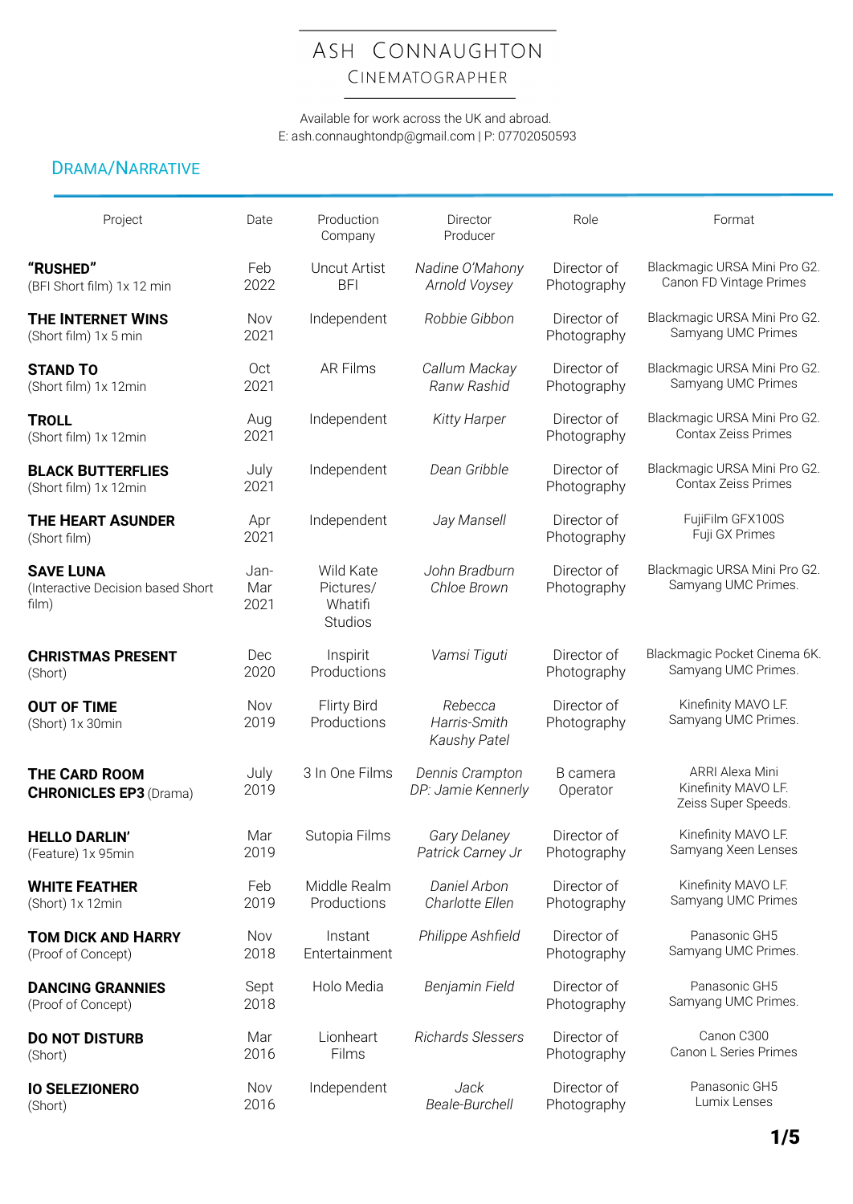# Ash Connaughton

## Cinematographer

Available for work across the UK and abroad.
E: ash.connaughtondp@gmail.com | P: 07702050593

## Drama/Narrative

| Project | Date | Production Company | Director Producer | Role | Format |
|---|---|---|---|---|---|
| **"RUSHED"** (BFI Short film) 1x 12 min | Feb 2022 | Uncut Artist BFI | *Nadine O'Mahony Arnold Voysey* | Director of Photography | Blackmagic URSA Mini Pro G2. Canon FD Vintage Primes |
| **THE INTERNET WINS** (Short film) 1x 5 min | Nov 2021 | Independent | *Robbie Gibbon* | Director of Photography | Blackmagic URSA Mini Pro G2. Samyang UMC Primes |
| **STAND TO** (Short film) 1x 12min | Oct 2021 | AR Films | *Callum Mackay Ranw Rashid* | Director of Photography | Blackmagic URSA Mini Pro G2. Samyang UMC Primes |
| **TROLL** (Short film) 1x 12min | Aug 2021 | Independent | *Kitty Harper* | Director of Photography | Blackmagic URSA Mini Pro G2. Contax Zeiss Primes |
| **BLACK BUTTERFLIES** (Short film) 1x 12min | July 2021 | Independent | *Dean Gribble* | Director of Photography | Blackmagic URSA Mini Pro G2. Contax Zeiss Primes |
| **THE HEART ASUNDER** (Short film) | Apr 2021 | Independent | *Jay Mansell* | Director of Photography | FujiFilm GFX100S Fuji GX Primes |
| **SAVE LUNA** (Interactive Decision based Short film) | Jan-Mar 2021 | Wild Kate Pictures/ Whatifi Studios | *John Bradburn Chloe Brown* | Director of Photography | Blackmagic URSA Mini Pro G2. Samyang UMC Primes. |
| **CHRISTMAS PRESENT** (Short) | Dec 2020 | Inspirit Productions | *Vamsi Tiguti* | Director of Photography | Blackmagic Pocket Cinema 6K. Samyang UMC Primes. |
| **OUT OF TIME** (Short) 1x 30min | Nov 2019 | Flirty Bird Productions | *Rebecca Harris-Smith Kaushy Patel* | Director of Photography | Kinefinity MAVO LF. Samyang UMC Primes. |
| **THE CARD ROOM CHRONICLES EP3** (Drama) | July 2019 | 3 In One Films | *Dennis Crampton DP: Jamie Kennerly* | B camera Operator | ARRI Alexa Mini Kinefinity MAVO LF. Zeiss Super Speeds. |
| **HELLO DARLIN'** (Feature) 1x 95min | Mar 2019 | Sutopia Films | *Gary Delaney Patrick Carney Jr* | Director of Photography | Kinefinity MAVO LF. Samyang Xeen Lenses |
| **WHITE FEATHER** (Short) 1x 12min | Feb 2019 | Middle Realm Productions | *Daniel Arbon Charlotte Ellen* | Director of Photography | Kinefinity MAVO LF. Samyang UMC Primes |
| **TOM DICK AND HARRY** (Proof of Concept) | Nov 2018 | Instant Entertainment | *Philippe Ashfield* | Director of Photography | Panasonic GH5 Samyang UMC Primes. |
| **DANCING GRANNIES** (Proof of Concept) | Sept 2018 | Holo Media | *Benjamin Field* | Director of Photography | Panasonic GH5 Samyang UMC Primes. |
| **DO NOT DISTURB** (Short) | Mar 2016 | Lionheart Films | *Richards Slessers* | Director of Photography | Canon C300 Canon L Series Primes |
| **IO SELEZIONERO** (Short) | Nov 2016 | Independent | *Jack Beale-Burchell* | Director of Photography | Panasonic GH5 Lumix Lenses |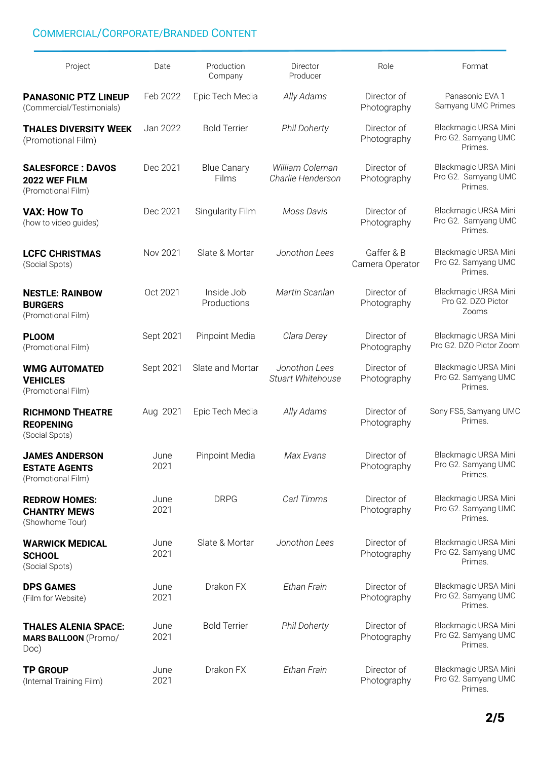## Commercial/Corporate/Branded Content

| Project | Date | Production Company | Director Producer | Role | Format |
|---|---|---|---|---|---|
| **PANASONIC PTZ LINEUP** (Commercial/Testimonials) | Feb 2022 | Epic Tech Media | *Ally Adams* | Director of Photography | Panasonic EVA 1 Samyang UMC Primes |
| **THALES DIVERSITY WEEK** (Promotional Film) | Jan 2022 | Bold Terrier | *Phil Doherty* | Director of Photography | Blackmagic URSA Mini Pro G2. Samyang UMC Primes. |
| **SALESFORCE : DAVOS 2022 WEF FILM** (Promotional Film) | Dec 2021 | Blue Canary Films | *William Coleman Charlie Henderson* | Director of Photography | Blackmagic URSA Mini Pro G2. Samyang UMC Primes. |
| **VAX: HOW TO** (how to video guides) | Dec 2021 | Singularity Film | *Moss Davis* | Director of Photography | Blackmagic URSA Mini Pro G2. Samyang UMC Primes. |
| **LCFC CHRISTMAS** (Social Spots) | Nov 2021 | Slate & Mortar | *Jonothon Lees* | Gaffer & B Camera Operator | Blackmagic URSA Mini Pro G2. Samyang UMC Primes. |
| **NESTLE: RAINBOW BURGERS** (Promotional Film) | Oct 2021 | Inside Job Productions | *Martin Scanlan* | Director of Photography | Blackmagic URSA Mini Pro G2. DZO Pictor Zooms |
| **PLOOM** (Promotional Film) | Sept 2021 | Pinpoint Media | *Clara Deray* | Director of Photography | Blackmagic URSA Mini Pro G2. DZO Pictor Zoom |
| **WMG AUTOMATED VEHICLES** (Promotional Film) | Sept 2021 | Slate and Mortar | *Jonothon Lees Stuart Whitehouse* | Director of Photography | Blackmagic URSA Mini Pro G2. Samyang UMC Primes. |
| **RICHMOND THEATRE REOPENING** (Social Spots) | Aug 2021 | Epic Tech Media | *Ally Adams* | Director of Photography | Sony FS5, Samyang UMC Primes. |
| **JAMES ANDERSON ESTATE AGENTS** (Promotional Film) | June 2021 | Pinpoint Media | *Max Evans* | Director of Photography | Blackmagic URSA Mini Pro G2. Samyang UMC Primes. |
| **REDROW HOMES: CHANTRY MEWS** (Showhome Tour) | June 2021 | DRPG | *Carl Timms* | Director of Photography | Blackmagic URSA Mini Pro G2. Samyang UMC Primes. |
| **WARWICK MEDICAL SCHOOL** (Social Spots) | June 2021 | Slate & Mortar | *Jonothon Lees* | Director of Photography | Blackmagic URSA Mini Pro G2. Samyang UMC Primes. |
| **DPS GAMES** (Film for Website) | June 2021 | Drakon FX | *Ethan Frain* | Director of Photography | Blackmagic URSA Mini Pro G2. Samyang UMC Primes. |
| **THALES ALENIA SPACE: MARS BALLOON** (Promo/ Doc) | June 2021 | Bold Terrier | *Phil Doherty* | Director of Photography | Blackmagic URSA Mini Pro G2. Samyang UMC Primes. |
| **TP GROUP** (Internal Training Film) | June 2021 | Drakon FX | *Ethan Frain* | Director of Photography | Blackmagic URSA Mini Pro G2. Samyang UMC Primes. |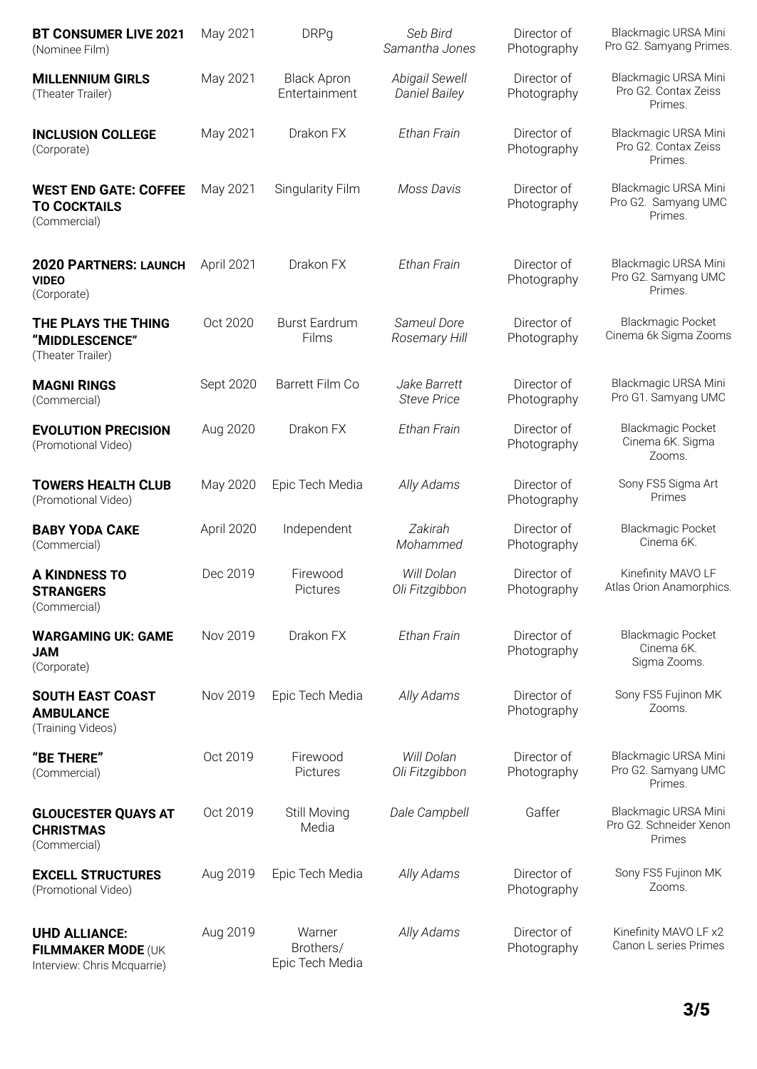| | | | | | |
|---|---|---|---|---|---|
| **BT CONSUMER LIVE 2021** (Nominee Film) | May 2021 | DRPg | *Seb Bird* *Samantha Jones* | Director of Photography | Blackmagic URSA Mini Pro G2. Samyang Primes. |
| **MILLENNIUM GIRLS** (Theater Trailer) | May 2021 | Black Apron Entertainment | *Abigail Sewell* *Daniel Bailey* | Director of Photography | Blackmagic URSA Mini Pro G2. Contax Zeiss Primes. |
| **INCLUSION COLLEGE** (Corporate) | May 2021 | Drakon FX | *Ethan Frain* | Director of Photography | Blackmagic URSA Mini Pro G2. Contax Zeiss Primes. |
| **WEST END GATE: COFFEE TO COCKTAILS** (Commercial) | May 2021 | Singularity Film | *Moss Davis* | Director of Photography | Blackmagic URSA Mini Pro G2. Samyang UMC Primes. |
| **2020 PARTNERS: LAUNCH VIDEO** (Corporate) | April 2021 | Drakon FX | *Ethan Frain* | Director of Photography | Blackmagic URSA Mini Pro G2. Samyang UMC Primes. |
| **THE PLAYS THE THING "MIDDLESCENCE"** (Theater Trailer) | Oct 2020 | Burst Eardrum Films | *Sameul Dore* *Rosemary Hill* | Director of Photography | Blackmagic Pocket Cinema 6k Sigma Zooms |
| **MAGNI RINGS** (Commercial) | Sept 2020 | Barrett Film Co | *Jake Barrett* *Steve Price* | Director of Photography | Blackmagic URSA Mini Pro G1. Samyang UMC |
| **EVOLUTION PRECISION** (Promotional Video) | Aug 2020 | Drakon FX | *Ethan Frain* | Director of Photography | Blackmagic Pocket Cinema 6K. Sigma Zooms. |
| **TOWERS HEALTH CLUB** (Promotional Video) | May 2020 | Epic Tech Media | *Ally Adams* | Director of Photography | Sony FS5 Sigma Art Primes |
| **BABY YODA CAKE** (Commercial) | April 2020 | Independent | *Zakirah Mohammed* | Director of Photography | Blackmagic Pocket Cinema 6K. |
| **A KINDNESS TO STRANGERS** (Commercial) | Dec 2019 | Firewood Pictures | *Will Dolan* *Oli Fitzgibbon* | Director of Photography | Kinefinity MAVO LF Atlas Orion Anamorphics. |
| **WARGAMING UK: GAME JAM** (Corporate) | Nov 2019 | Drakon FX | *Ethan Frain* | Director of Photography | Blackmagic Pocket Cinema 6K. Sigma Zooms. |
| **SOUTH EAST COAST AMBULANCE** (Training Videos) | Nov 2019 | Epic Tech Media | *Ally Adams* | Director of Photography | Sony FS5 Fujinon MK Zooms. |
| **"BE THERE"** (Commercial) | Oct 2019 | Firewood Pictures | *Will Dolan* *Oli Fitzgibbon* | Director of Photography | Blackmagic URSA Mini Pro G2. Samyang UMC Primes. |
| **GLOUCESTER QUAYS AT CHRISTMAS** (Commercial) | Oct 2019 | Still Moving Media | *Dale Campbell* | Gaffer | Blackmagic URSA Mini Pro G2. Schneider Xenon Primes |
| **EXCELL STRUCTURES** (Promotional Video) | Aug 2019 | Epic Tech Media | *Ally Adams* | Director of Photography | Sony FS5 Fujinon MK Zooms. |
| **UHD ALLIANCE: FILMMAKER MODE** (UK Interview: Chris Mcquarrie) | Aug 2019 | Warner Brothers/ Epic Tech Media | *Ally Adams* | Director of Photography | Kinefinity MAVO LF x2 Canon L series Primes |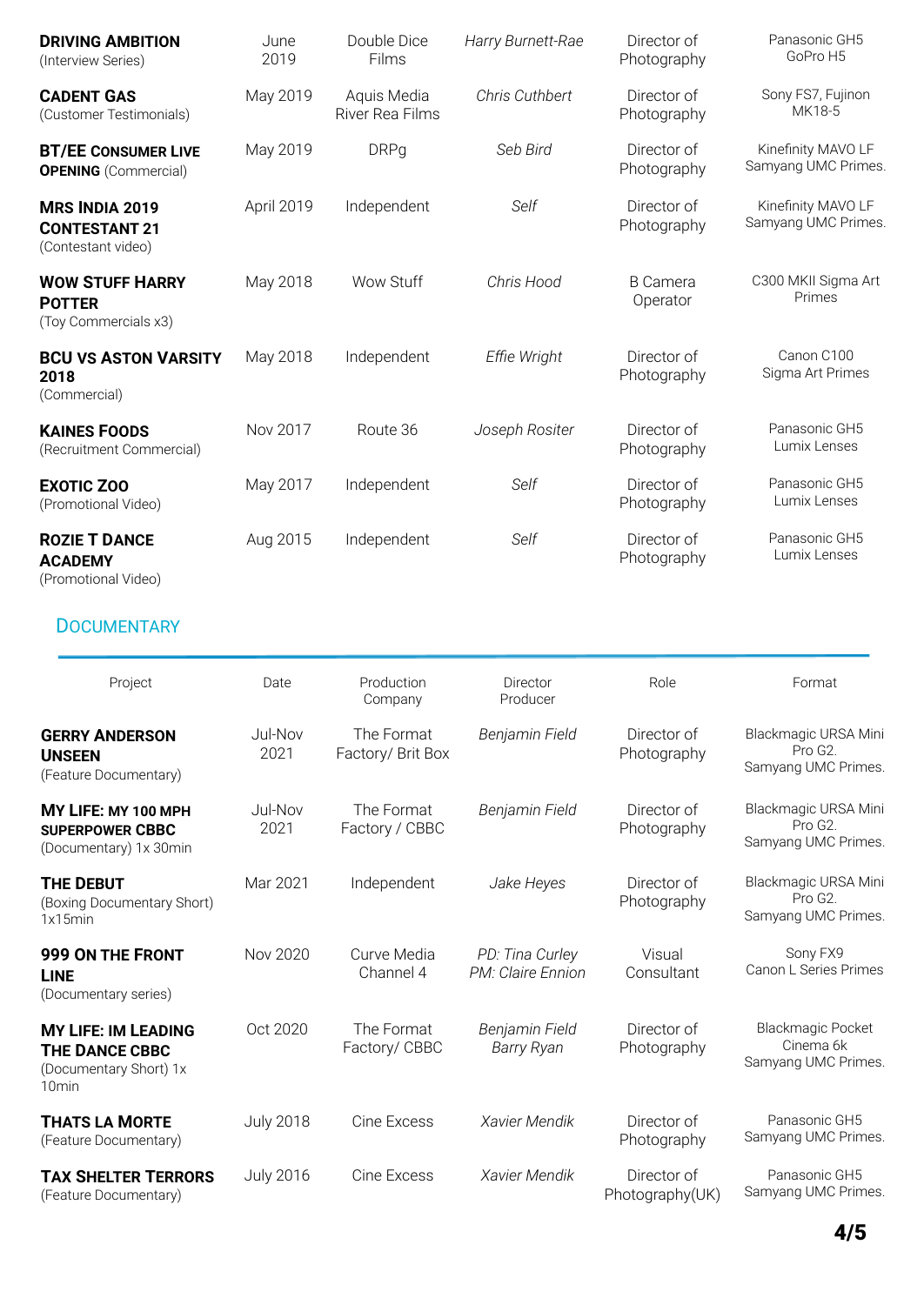| Project | Date | Production Company | Director Producer | Role | Format |
|---|---|---|---|---|---|
| **DRIVING AMBITION** (Interview Series) | June 2019 | Double Dice Films | *Harry Burnett-Rae* | Director of Photography | Panasonic GH5 GoPro H5 |
| **CADENT GAS** (Customer Testimonials) | May 2019 | Aquis Media River Rea Films | *Chris Cuthbert* | Director of Photography | Sony FS7, Fujinon MK18-5 |
| **BT/EE CONSUMER LIVE OPENING** (Commercial) | May 2019 | DRPg | *Seb Bird* | Director of Photography | Kinefinity MAVO LF Samyang UMC Primes. |
| **MRS INDIA 2019 CONTESTANT 21** (Contestant video) | April 2019 | Independent | *Self* | Director of Photography | Kinefinity MAVO LF Samyang UMC Primes. |
| **WOW STUFF HARRY POTTER** (Toy Commercials x3) | May 2018 | Wow Stuff | *Chris Hood* | B Camera Operator | C300 MKII Sigma Art Primes |
| **BCU VS ASTON VARSITY 2018** (Commercial) | May 2018 | Independent | *Effie Wright* | Director of Photography | Canon C100 Sigma Art Primes |
| **KAINES FOODS** (Recruitment Commercial) | Nov 2017 | Route 36 | *Joseph Rositer* | Director of Photography | Panasonic GH5 Lumix Lenses |
| **EXOTIC ZOO** (Promotional Video) | May 2017 | Independent | *Self* | Director of Photography | Panasonic GH5 Lumix Lenses |
| **ROZIE T DANCE ACADEMY** (Promotional Video) | Aug 2015 | Independent | *Self* | Director of Photography | Panasonic GH5 Lumix Lenses |

## DOCUMENTARY

| Project | Date | Production Company | Director Producer | Role | Format |
|---|---|---|---|---|---|
| **GERRY ANDERSON UNSEEN** (Feature Documentary) | Jul-Nov 2021 | The Format Factory/ Brit Box | *Benjamin Field* | Director of Photography | Blackmagic URSA Mini Pro G2. Samyang UMC Primes. |
| **MY LIFE: MY 100 MPH SUPERPOWER CBBC** (Documentary) 1x 30min | Jul-Nov 2021 | The Format Factory / CBBC | *Benjamin Field* | Director of Photography | Blackmagic URSA Mini Pro G2. Samyang UMC Primes. |
| **THE DEBUT** (Boxing Documentary Short) 1x15min | Mar 2021 | Independent | *Jake Heyes* | Director of Photography | Blackmagic URSA Mini Pro G2. Samyang UMC Primes. |
| **999 ON THE FRONT LINE** (Documentary series) | Nov 2020 | Curve Media Channel 4 | *PD: Tina Curley PM: Claire Ennion* | Visual Consultant | Sony FX9 Canon L Series Primes |
| **MY LIFE: IM LEADING THE DANCE CBBC** (Documentary Short) 1x 10min | Oct 2020 | The Format Factory/ CBBC | *Benjamin Field Barry Ryan* | Director of Photography | Blackmagic Pocket Cinema 6k Samyang UMC Primes. |
| **THATS LA MORTE** (Feature Documentary) | July 2018 | Cine Excess | *Xavier Mendik* | Director of Photography | Panasonic GH5 Samyang UMC Primes. |
| **TAX SHELTER TERRORS** (Feature Documentary) | July 2016 | Cine Excess | *Xavier Mendik* | Director of Photography(UK) | Panasonic GH5 Samyang UMC Primes. |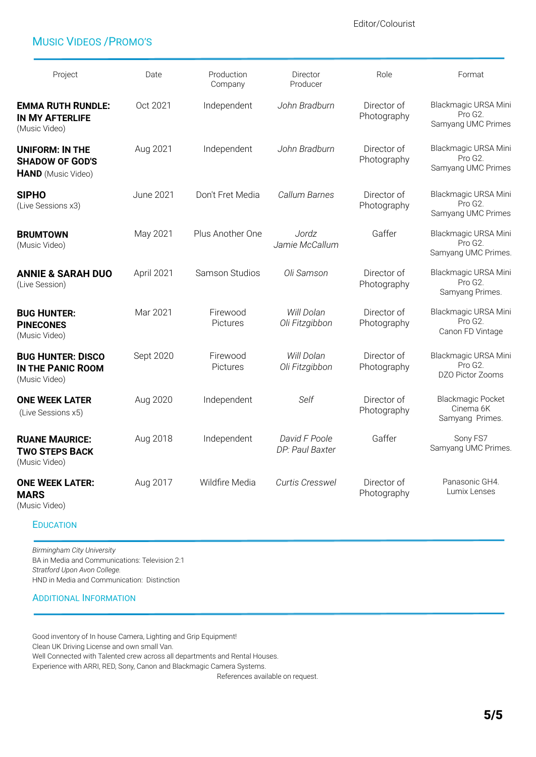Editor/Colourist

## Music Videos /Promo's

| Project | Date | Production Company | Director Producer | Role | Format |
|---|---|---|---|---|---|
| **Emma Ruth Rundle: In My Afterlife** (Music Video) | Oct 2021 | Independent | *John Bradburn* | Director of Photography | Blackmagic URSA Mini Pro G2. Samyang UMC Primes |
| **Uniform: In The Shadow of God's Hand** (Music Video) | Aug 2021 | Independent | *John Bradburn* | Director of Photography | Blackmagic URSA Mini Pro G2. Samyang UMC Primes |
| **SIPHO** (Live Sessions x3) | June 2021 | Don't Fret Media | *Callum Barnes* | Director of Photography | Blackmagic URSA Mini Pro G2. Samyang UMC Primes |
| **Brumtown** (Music Video) | May 2021 | Plus Another One | *Jordz Jamie McCallum* | Gaffer | Blackmagic URSA Mini Pro G2. Samyang UMC Primes. |
| **Annie & Sarah Duo** (Live Session) | April 2021 | Samson Studios | *Oli Samson* | Director of Photography | Blackmagic URSA Mini Pro G2. Samyang Primes. |
| **Bug Hunter: Pinecones** (Music Video) | Mar 2021 | Firewood Pictures | *Will Dolan Oli Fitzgibbon* | Director of Photography | Blackmagic URSA Mini Pro G2. Canon FD Vintage |
| **Bug Hunter: Disco In The Panic Room** (Music Video) | Sept 2020 | Firewood Pictures | *Will Dolan Oli Fitzgibbon* | Director of Photography | Blackmagic URSA Mini Pro G2. DZO Pictor Zooms |
| **One Week Later** (Live Sessions x5) | Aug 2020 | Independent | *Self* | Director of Photography | Blackmagic Pocket Cinema 6K Samyang Primes. |
| **Ruane Maurice: Two Steps Back** (Music Video) | Aug 2018 | Independent | *David F Poole DP: Paul Baxter* | Gaffer | Sony FS7 Samyang UMC Primes. |
| **One Week Later: Mars** (Music Video) | Aug 2017 | Wildfire Media | *Curtis Cresswel* | Director of Photography | Panasonic GH4. Lumix Lenses |

## Education

*Birmingham City University*
BA in Media and Communications: Television 2:1
*Stratford Upon Avon College.*
HND in Media and Communication: Distinction

## Additional Information

Good inventory of In house Camera, Lighting and Grip Equipment!
Clean UK Driving License and own small Van.
Well Connected with Talented crew across all departments and Rental Houses.
Experience with ARRI, RED, Sony, Canon and Blackmagic Camera Systems.

References available on request.